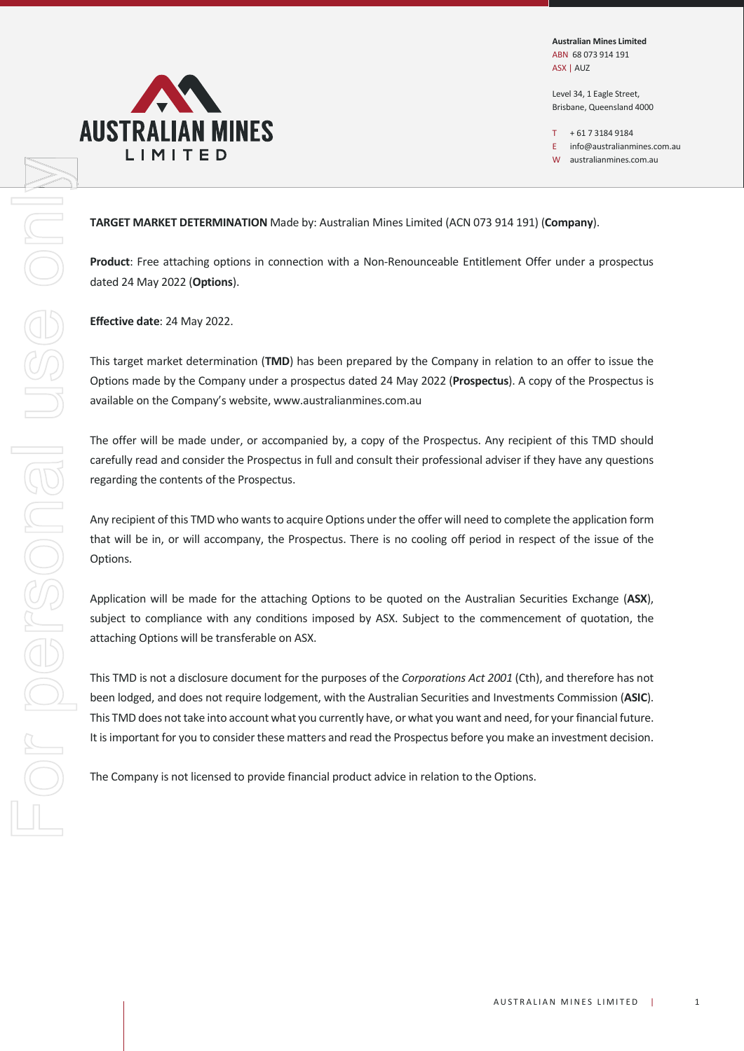**Australian Mines Limited**
ABN 68 073 914 191
ASX | AUZ

Level 34, 1 Eagle Street,
Brisbane, Queensland 4000

T + 61 7 3184 9184
E info@australianmines.com.au
W australianmines.com.au

**TARGET MARKET DETERMINATION** Made by: Australian Mines Limited (ACN 073 914 191) (**Company**).

**Product**: Free attaching options in connection with a Non-Renounceable Entitlement Offer under a prospectus dated 24 May 2022 (**Options**).

**Effective date**: 24 May 2022.

This target market determination (**TMD**) has been prepared by the Company in relation to an offer to issue the Options made by the Company under a prospectus dated 24 May 2022 (**Prospectus**). A copy of the Prospectus is available on the Company's website, www.australianmines.com.au

The offer will be made under, or accompanied by, a copy of the Prospectus. Any recipient of this TMD should carefully read and consider the Prospectus in full and consult their professional adviser if they have any questions regarding the contents of the Prospectus.

Any recipient of this TMD who wants to acquire Options under the offer will need to complete the application form that will be in, or will accompany, the Prospectus. There is no cooling off period in respect of the issue of the Options.

Application will be made for the attaching Options to be quoted on the Australian Securities Exchange (**ASX**), subject to compliance with any conditions imposed by ASX. Subject to the commencement of quotation, the attaching Options will be transferable on ASX.

This TMD is not a disclosure document for the purposes of the *Corporations Act 2001* (Cth), and therefore has not been lodged, and does not require lodgement, with the Australian Securities and Investments Commission (**ASIC**). This TMD does not take into account what you currently have, or what you want and need, for your financial future. It is important for you to consider these matters and read the Prospectus before you make an investment decision.

The Company is not licensed to provide financial product advice in relation to the Options.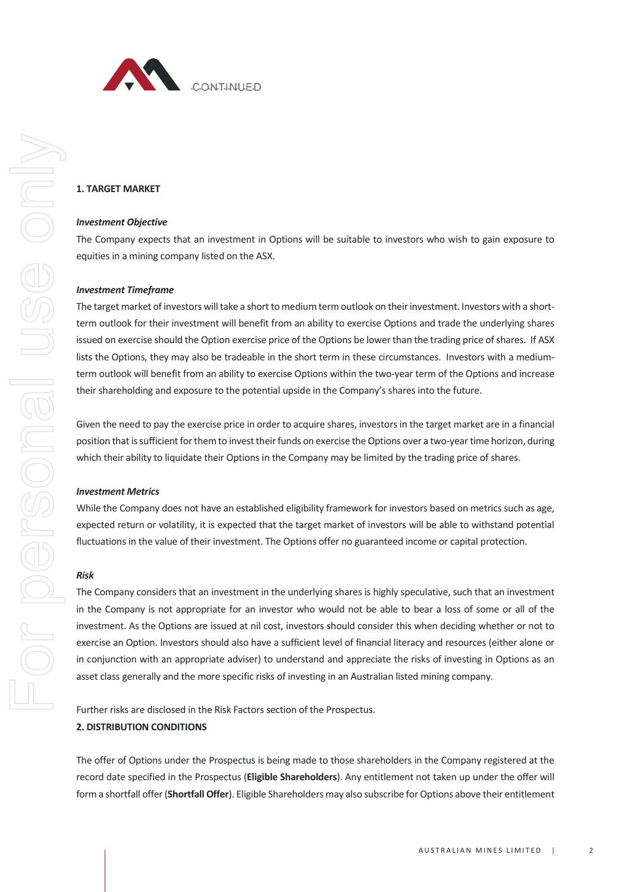## 1. TARGET MARKET

### *Investment Objective*

The Company expects that an investment in Options will be suitable to investors who wish to gain exposure to equities in a mining company listed on the ASX.

### *Investment Timeframe*

The target market of investors will take a short to medium term outlook on their investment. Investors with a short-term outlook for their investment will benefit from an ability to exercise Options and trade the underlying shares issued on exercise should the Option exercise price of the Options be lower than the trading price of shares. If ASX lists the Options, they may also be tradeable in the short term in these circumstances. Investors with a medium-term outlook will benefit from an ability to exercise Options within the two-year term of the Options and increase their shareholding and exposure to the potential upside in the Company's shares into the future.

Given the need to pay the exercise price in order to acquire shares, investors in the target market are in a financial position that is sufficient for them to invest their funds on exercise the Options over a two-year time horizon, during which their ability to liquidate their Options in the Company may be limited by the trading price of shares.

### *Investment Metrics*

While the Company does not have an established eligibility framework for investors based on metrics such as age, expected return or volatility, it is expected that the target market of investors will be able to withstand potential fluctuations in the value of their investment. The Options offer no guaranteed income or capital protection.

### *Risk*

The Company considers that an investment in the underlying shares is highly speculative, such that an investment in the Company is not appropriate for an investor who would not be able to bear a loss of some or all of the investment. As the Options are issued at nil cost, investors should consider this when deciding whether or not to exercise an Option. Investors should also have a sufficient level of financial literacy and resources (either alone or in conjunction with an appropriate adviser) to understand and appreciate the risks of investing in Options as an asset class generally and the more specific risks of investing in an Australian listed mining company.

Further risks are disclosed in the Risk Factors section of the Prospectus.

## 2. DISTRIBUTION CONDITIONS

The offer of Options under the Prospectus is being made to those shareholders in the Company registered at the record date specified in the Prospectus (**Eligible Shareholders**). Any entitlement not taken up under the offer will form a shortfall offer (**Shortfall Offer**). Eligible Shareholders may also subscribe for Options above their entitlement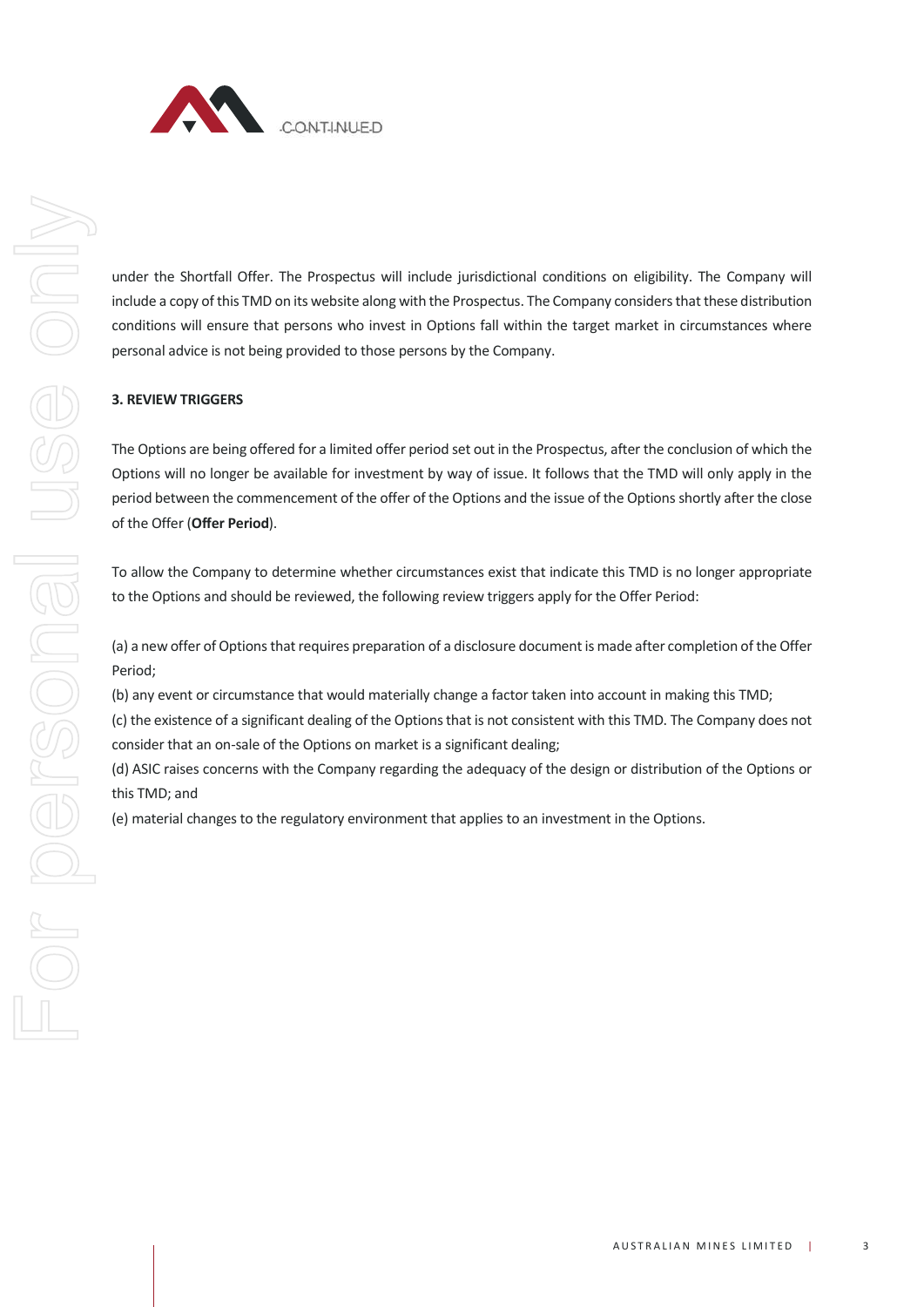under the Shortfall Offer. The Prospectus will include jurisdictional conditions on eligibility. The Company will include a copy of this TMD on its website along with the Prospectus. The Company considers that these distribution conditions will ensure that persons who invest in Options fall within the target market in circumstances where personal advice is not being provided to those persons by the Company.

**3. REVIEW TRIGGERS**

The Options are being offered for a limited offer period set out in the Prospectus, after the conclusion of which the Options will no longer be available for investment by way of issue. It follows that the TMD will only apply in the period between the commencement of the offer of the Options and the issue of the Options shortly after the close of the Offer (**Offer Period**).

To allow the Company to determine whether circumstances exist that indicate this TMD is no longer appropriate to the Options and should be reviewed, the following review triggers apply for the Offer Period:

(a) a new offer of Options that requires preparation of a disclosure document is made after completion of the Offer Period;

(b) any event or circumstance that would materially change a factor taken into account in making this TMD;

(c) the existence of a significant dealing of the Options that is not consistent with this TMD. The Company does not consider that an on-sale of the Options on market is a significant dealing;

(d) ASIC raises concerns with the Company regarding the adequacy of the design or distribution of the Options or this TMD; and

(e) material changes to the regulatory environment that applies to an investment in the Options.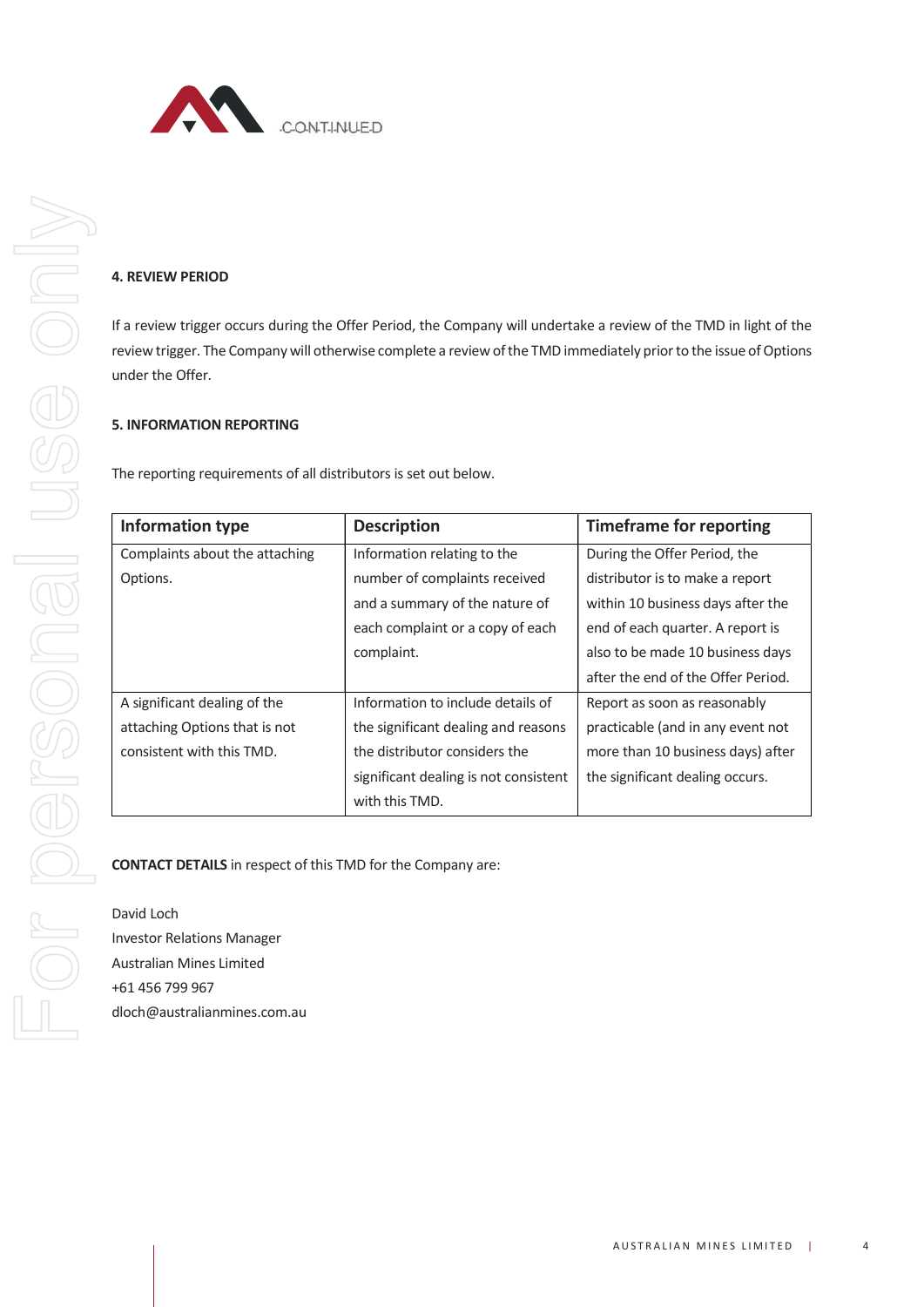CONTINUED

**4. REVIEW PERIOD**

If a review trigger occurs during the Offer Period, the Company will undertake a review of the TMD in light of the review trigger. The Company will otherwise complete a review of the TMD immediately prior to the issue of Options under the Offer.

**5. INFORMATION REPORTING**

The reporting requirements of all distributors is set out below.

| Information type | Description | Timeframe for reporting |
|---|---|---|
| Complaints about the attaching Options. | Information relating to the number of complaints received and a summary of the nature of each complaint or a copy of each complaint. | During the Offer Period, the distributor is to make a report within 10 business days after the end of each quarter. A report is also to be made 10 business days after the end of the Offer Period. |
| A significant dealing of the attaching Options that is not consistent with this TMD. | Information to include details of the significant dealing and reasons the distributor considers the significant dealing is not consistent with this TMD. | Report as soon as reasonably practicable (and in any event not more than 10 business days) after the significant dealing occurs. |

**CONTACT DETAILS** in respect of this TMD for the Company are:

David Loch
Investor Relations Manager
Australian Mines Limited
+61 456 799 967
dloch@australianmines.com.au